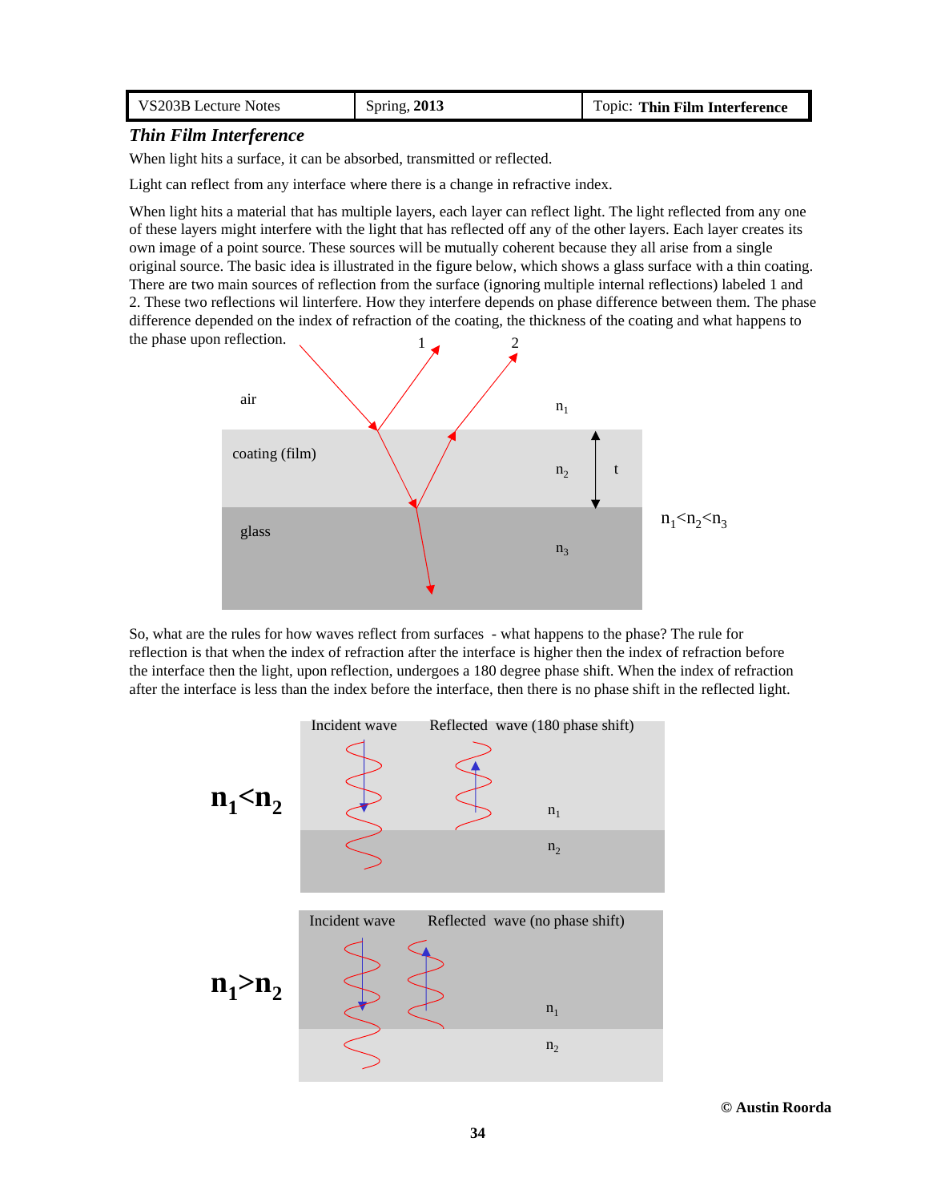## *Thin Film Interference*

When light hits a surface, it can be absorbed, transmitted or reflected.

Light can reflect from any interface where there is a change in refractive index.

When light hits a material that has multiple layers, each layer can reflect light. The light reflected from any one of these layers might interfere with the light that has reflected off any of the other layers. Each layer creates its own image of a point source. These sources will be mutually coherent because they all arise from a single original source. The basic idea is illustrated in the figure below, which shows a glass surface with a thin coating. There are two main sources of reflection from the surface (ignoring multiple internal reflections) labeled 1 and 2. These two reflections wil linterfere. How they interfere depends on phase difference between them. The phase difference depended on the index of refraction of the coating, the thickness of the coating and what happens to the phase upon reflection.

So, what are the rules for how waves reflect from surfaces - what happens to the phase? The rule for reflection is that when the index of refraction after the interface is higher then the index of refraction before the interface then the light, upon reflection, undergoes a 180 degree phase shift. When the index of refraction after the interface is less than the index before the interface, then there is no phase shift in the reflected light.

© Austin Roorda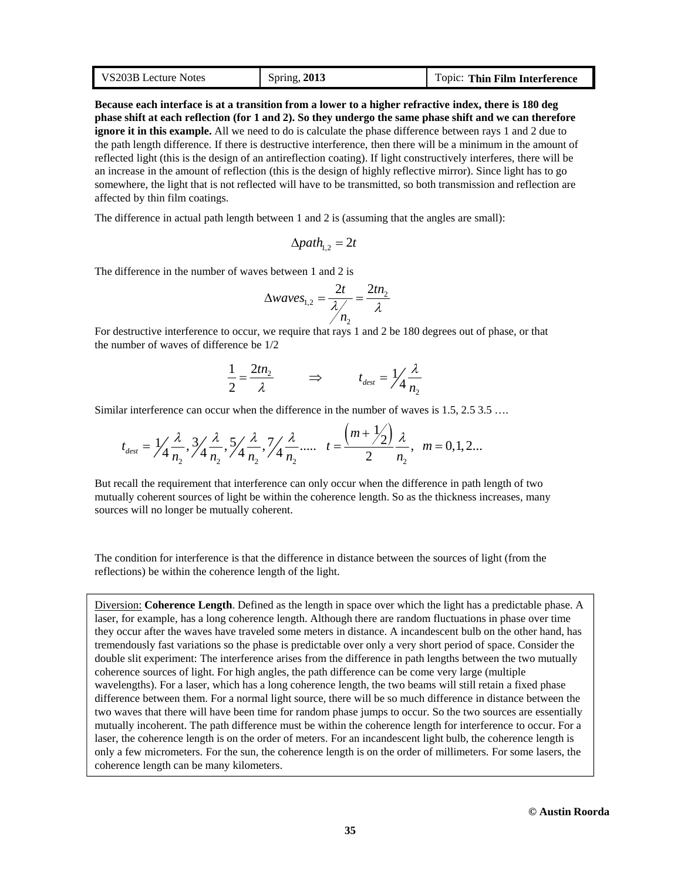**Because each interface is at a transition from a lower to a higher refractive index, there is 180 deg phase shift at each reflection (for 1 and 2). So they undergo the same phase shift and we can therefore ignore it in this example.** All we need to do is calculate the phase difference between rays 1 and 2 due to the path length difference. If there is destructive interference, then there will be a minimum in the amount of reflected light (this is the design of an antireflection coating). If light constructively interferes, there will be an increase in the amount of reflection (this is the design of highly reflective mirror). Since light has to go somewhere, the light that is not reflected will have to be transmitted, so both transmission and reflection are affected by thin film coatings.

The difference in actual path length between 1 and 2 is (assuming that the angles are small):

$$\Delta path_{1,2} = 2t$$

The difference in the number of waves between 1 and 2 is

$$\Delta waves_{1,2} = \frac{2t}{\lambda / n_2} = \frac{2tn_2}{\lambda}$$

For destructive interference to occur, we require that rays 1 and 2 be 180 degrees out of phase, or that the number of waves of difference be 1/2

$$\frac{1}{2} = \frac{2tn_2}{\lambda} \qquad \Rightarrow \qquad t_{dest} = \frac{1}{4}\frac{\lambda}{n_2}$$

Similar interference can occur when the difference in the number of waves is 1.5, 2.5 3.5 ….

$$t_{dest} = \frac{1}{4}\frac{\lambda}{n_2}, \frac{3}{4}\frac{\lambda}{n_2}, \frac{5}{4}\frac{\lambda}{n_2}, \frac{7}{4}\frac{\lambda}{n_2}..... \quad t = \frac{\left(m + \frac{1}{2}\right)}{2}\frac{\lambda}{n_2}, \quad m = 0,1,2...$$

But recall the requirement that interference can only occur when the difference in path length of two mutually coherent sources of light be within the coherence length. So as the thickness increases, many sources will no longer be mutually coherent.

The condition for interference is that the difference in distance between the sources of light (from the reflections) be within the coherence length of the light.

> Diversion: **Coherence Length**. Defined as the length in space over which the light has a predictable phase. A laser, for example, has a long coherence length. Although there are random fluctuations in phase over time they occur after the waves have traveled some meters in distance. A incandescent bulb on the other hand, has tremendously fast variations so the phase is predictable over only a very short period of space. Consider the double slit experiment: The interference arises from the difference in path lengths between the two mutually coherence sources of light. For high angles, the path difference can be come very large (multiple wavelengths). For a laser, which has a long coherence length, the two beams will still retain a fixed phase difference between them. For a normal light source, there will be so much difference in distance between the two waves that there will have been time for random phase jumps to occur. So the two sources are essentially mutually incoherent. The path difference must be within the coherence length for interference to occur. For a laser, the coherence length is on the order of meters. For an incandescent light bulb, the coherence length is only a few micrometers. For the sun, the coherence length is on the order of millimeters. For some lasers, the coherence length can be many kilometers.

© Austin Roorda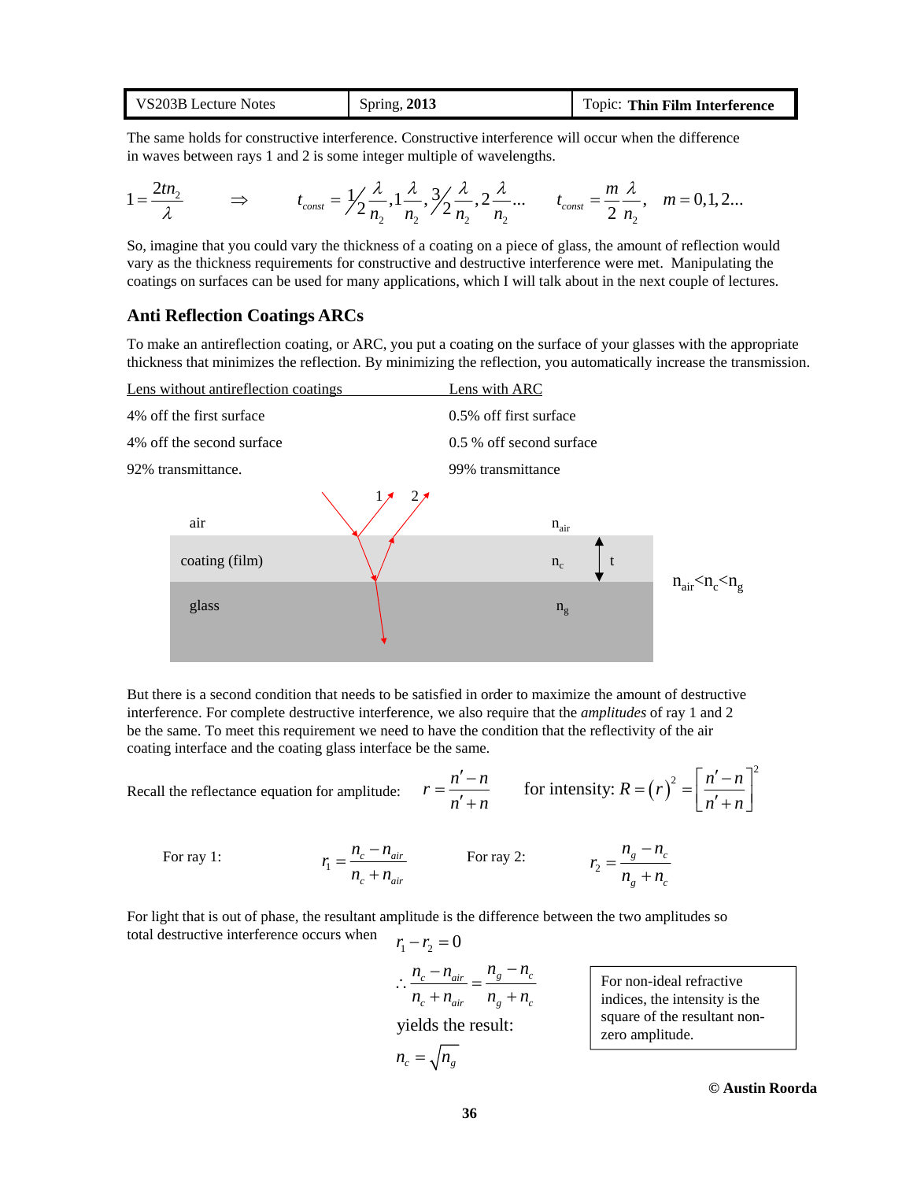The same holds for constructive interference. Constructive interference will occur when the difference in waves between rays 1 and 2 is some integer multiple of wavelengths.

$$1 = \frac{2tn_2}{\lambda} \qquad \Rightarrow \qquad t_{const} = \tfrac{1}{2}\frac{\lambda}{n_2}, 1\frac{\lambda}{n_2}, \tfrac{3}{2}\frac{\lambda}{n_2}, 2\frac{\lambda}{n_2}... \qquad t_{const} = \frac{m}{2}\frac{\lambda}{n_2}, \quad m = 0,1,2...$$

So, imagine that you could vary the thickness of a coating on a piece of glass, the amount of reflection would vary as the thickness requirements for constructive and destructive interference were met. Manipulating the coatings on surfaces can be used for many applications, which I will talk about in the next couple of lectures.

## Anti Reflection Coatings ARCs

To make an antireflection coating, or ARC, you put a coating on the surface of your glasses with the appropriate thickness that minimizes the reflection. By minimizing the reflection, you automatically increase the transmission.

| Lens without antireflection coatings | Lens with ARC |
|---|---|
| 4% off the first surface | 0.5% off first surface |
| 4% off the second surface | 0.5 % off second surface |
| 92% transmittance. | 99% transmittance |

air $n_{air}$

coating (film) $n_c$ t

glass $n_g$

$n_{air} < n_c < n_g$

But there is a second condition that needs to be satisfied in order to maximize the amount of destructive interference. For complete destructive interference, we also require that the *amplitudes* of ray 1 and 2 be the same. To meet this requirement we need to have the condition that the reflectivity of the air coating interface and the coating glass interface be the same.

Recall the reflectance equation for amplitude: $r = \dfrac{n' - n}{n' + n}$ for intensity: $R = (r)^2 = \left[\dfrac{n' - n}{n' + n}\right]^2$

For ray 1: $r_1 = \dfrac{n_c - n_{air}}{n_c + n_{air}}$ For ray 2: $r_2 = \dfrac{n_g - n_c}{n_g + n_c}$

For light that is out of phase, the resultant amplitude is the difference between the two amplitudes so total destructive interference occurs when

$$r_1 - r_2 = 0$$

$$\therefore \frac{n_c - n_{air}}{n_c + n_{air}} = \frac{n_g - n_c}{n_g + n_c}$$

yields the result:

$$n_c = \sqrt{n_g}$$

For non-ideal refractive indices, the intensity is the square of the resultant non-zero amplitude.

© Austin Roorda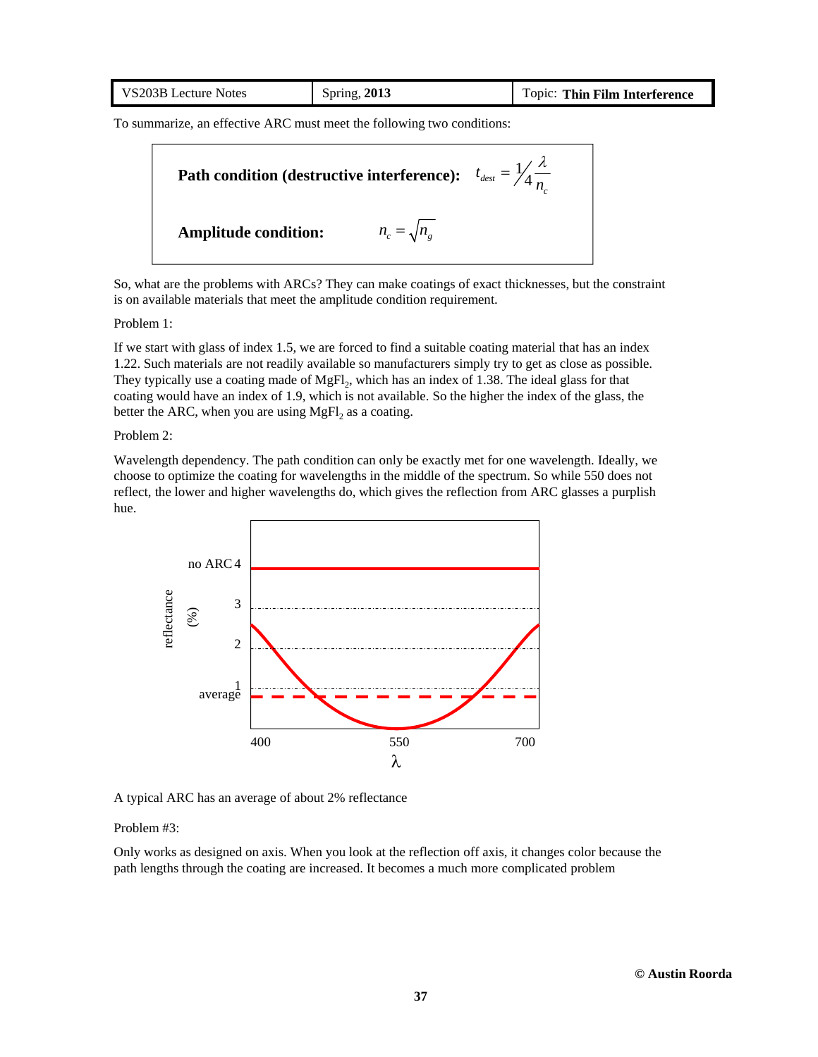To summarize, an effective ARC must meet the following two conditions:

**Path condition (destructive interference):** $t_{dest} = \frac{1}{4}\frac{\lambda}{n_c}$

**Amplitude condition:** $n_c = \sqrt{n_g}$

So, what are the problems with ARCs? They can make coatings of exact thicknesses, but the constraint is on available materials that meet the amplitude condition requirement.

Problem 1:

If we start with glass of index 1.5, we are forced to find a suitable coating material that has an index 1.22. Such materials are not readily available so manufacturers simply try to get as close as possible. They typically use a coating made of $MgFl_2$, which has an index of 1.38. The ideal glass for that coating would have an index of 1.9, which is not available. So the higher the index of the glass, the better the ARC, when you are using $MgFl_2$ as a coating.

Problem 2:

Wavelength dependency. The path condition can only be exactly met for one wavelength. Ideally, we choose to optimize the coating for wavelengths in the middle of the spectrum. So while 550 does not reflect, the lower and higher wavelengths do, which gives the reflection from ARC glasses a purplish hue.

A typical ARC has an average of about 2% reflectance

Problem #3:

Only works as designed on axis. When you look at the reflection off axis, it changes color because the path lengths through the coating are increased. It becomes a much more complicated problem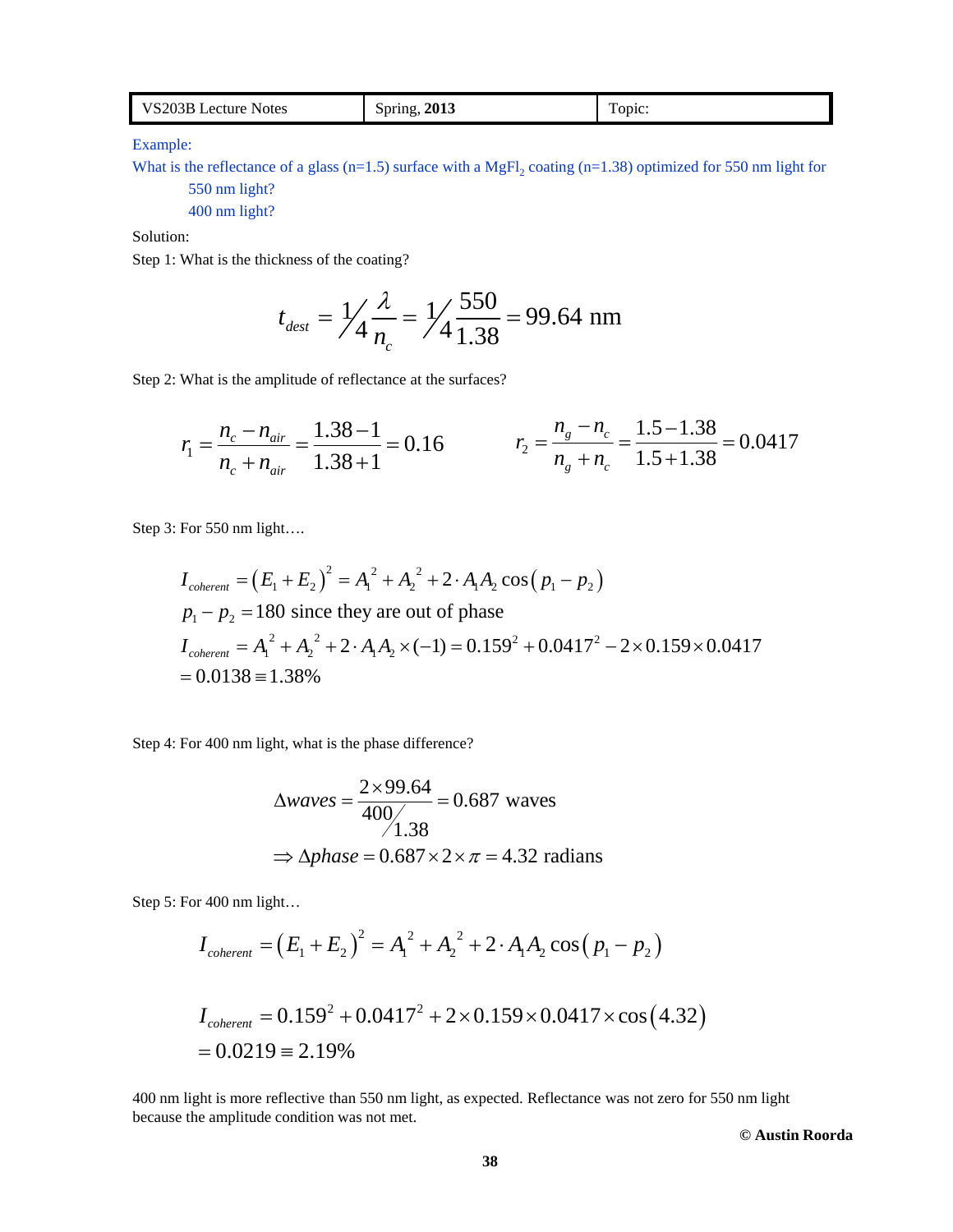Example:

What is the reflectance of a glass (n=1.5) surface with a $MgFl_2$ coating (n=1.38) optimized for 550 nm light for

550 nm light?

400 nm light?

Solution:

Step 1: What is the thickness of the coating?

$$t_{dest} = \frac{1}{4}\frac{\lambda}{n_c} = \frac{1}{4}\frac{550}{1.38} = 99.64 \text{ nm}$$

Step 2: What is the amplitude of reflectance at the surfaces?

$$r_1 = \frac{n_c - n_{air}}{n_c + n_{air}} = \frac{1.38-1}{1.38+1} = 0.16 \qquad r_2 = \frac{n_g - n_c}{n_g + n_c} = \frac{1.5-1.38}{1.5+1.38} = 0.0417$$

Step 3: For 550 nm light….

$$I_{coherent} = \left(E_1 + E_2\right)^2 = A_1^{\,2} + A_2^{\,2} + 2 \cdot A_1 A_2 \cos\left(p_1 - p_2\right)$$

$$p_1 - p_2 = 180 \text{ since they are out of phase}$$

$$I_{coherent} = A_1^{\,2} + A_2^{\,2} + 2 \cdot A_1 A_2 \times (-1) = 0.159^2 + 0.0417^2 - 2 \times 0.159 \times 0.0417$$

$$= 0.0138 \equiv 1.38\%$$

Step 4: For 400 nm light, what is the phase difference?

$$\Delta waves = \frac{2 \times 99.64}{400/1.38} = 0.687 \text{ waves}$$

$$\Rightarrow \Delta phase = 0.687 \times 2 \times \pi = 4.32 \text{ radians}$$

Step 5: For 400 nm light…

$$I_{coherent} = \left(E_1 + E_2\right)^2 = A_1^{\,2} + A_2^{\,2} + 2 \cdot A_1 A_2 \cos\left(p_1 - p_2\right)$$

$$I_{coherent} = 0.159^2 + 0.0417^2 + 2 \times 0.159 \times 0.0417 \times \cos\left(4.32\right)$$

$$= 0.0219 \equiv 2.19\%$$

400 nm light is more reflective than 550 nm light, as expected. Reflectance was not zero for 550 nm light because the amplitude condition was not met.

**© Austin Roorda**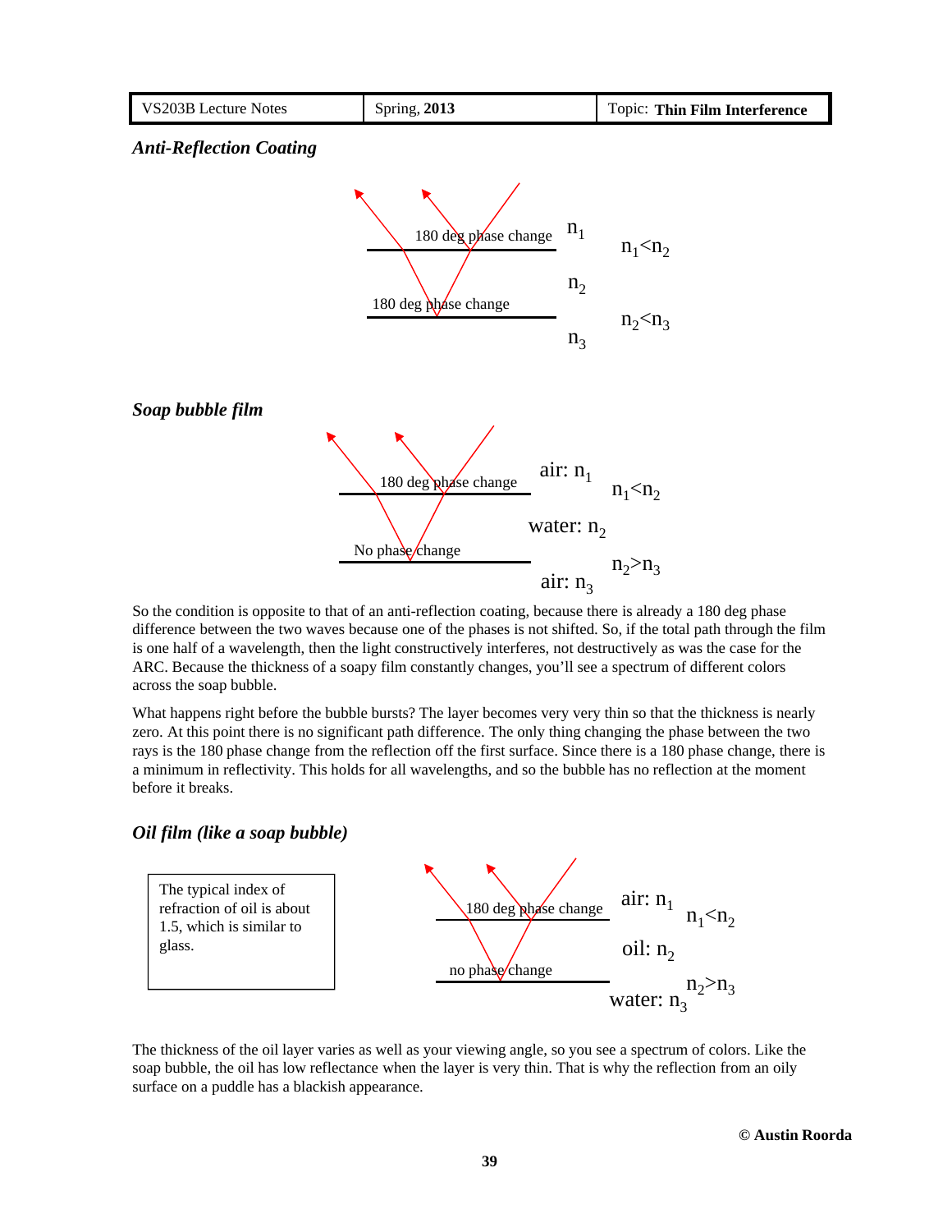## *Anti-Reflection Coating*

180 deg phase change — $n_1$ — $n_1 < n_2$

$n_2$

180 deg phase change — $n_2 < n_3$

$n_3$

## *Soap bubble film*

180 deg phase change — air: $n_1$ — $n_1 < n_2$

water: $n_2$

No phase change — $n_2 > n_3$

air: $n_3$

So the condition is opposite to that of an anti-reflection coating, because there is already a 180 deg phase difference between the two waves because one of the phases is not shifted. So, if the total path through the film is one half of a wavelength, then the light constructively interferes, not destructively as was the case for the ARC. Because the thickness of a soapy film constantly changes, you'll see a spectrum of different colors across the soap bubble.

What happens right before the bubble bursts? The layer becomes very very thin so that the thickness is nearly zero. At this point there is no significant path difference. The only thing changing the phase between the two rays is the 180 phase change from the reflection off the first surface. Since there is a 180 phase change, there is a minimum in reflectivity. This holds for all wavelengths, and so the bubble has no reflection at the moment before it breaks.

## *Oil film (like a soap bubble)*

> The typical index of refraction of oil is about 1.5, which is similar to glass.

180 deg phase change — air: $n_1$ — $n_1 < n_2$

oil: $n_2$

no phase change — $n_2 > n_3$

water: $n_3$

The thickness of the oil layer varies as well as your viewing angle, so you see a spectrum of colors. Like the soap bubble, the oil has low reflectance when the layer is very thin. That is why the reflection from an oily surface on a puddle has a blackish appearance.

**© Austin Roorda**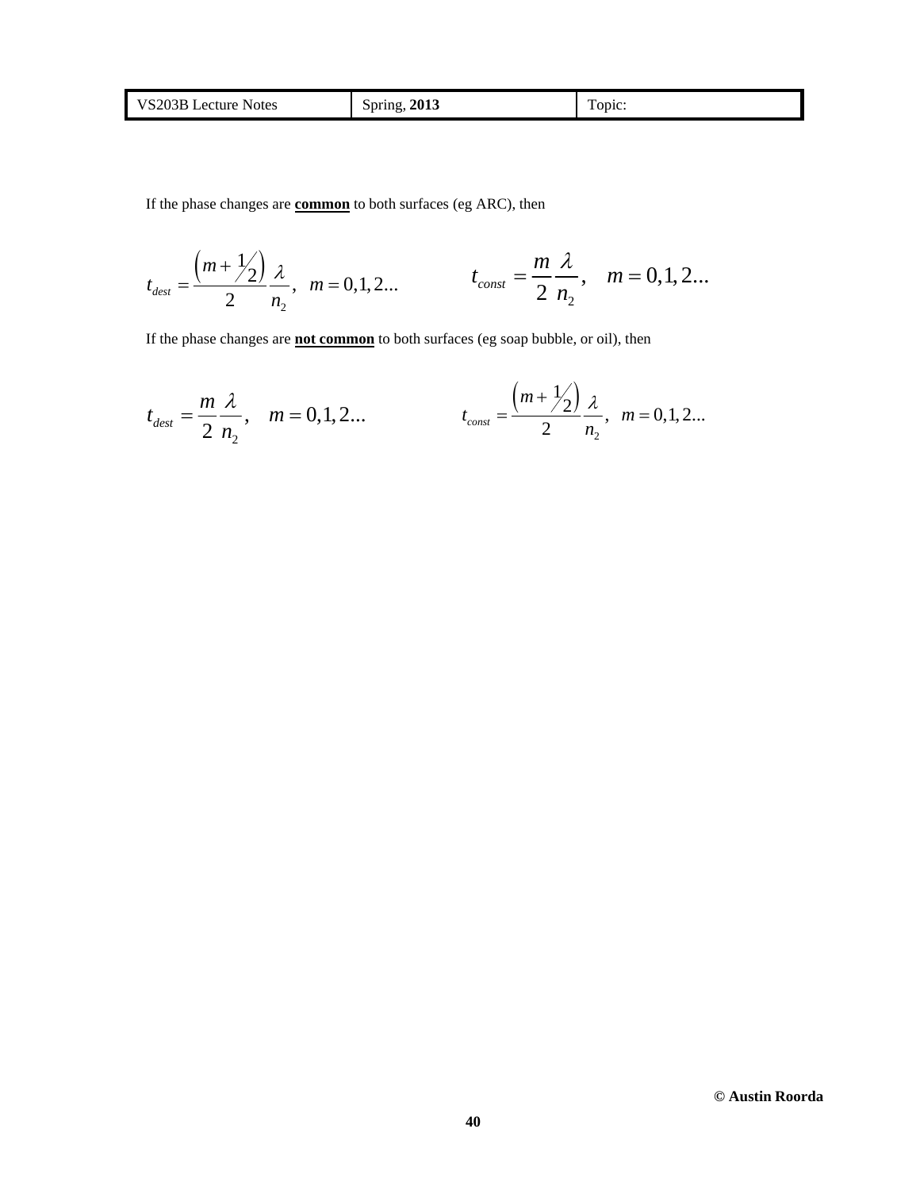If the phase changes are **common** to both surfaces (eg ARC), then

$$t_{dest} = \frac{\left(m + \frac{1}{2}\right)}{2} \frac{\lambda}{n_2}, \quad m = 0,1,2...$$

$$t_{const} = \frac{m}{2} \frac{\lambda}{n_2}, \quad m = 0,1,2...$$

If the phase changes are **not common** to both surfaces (eg soap bubble, or oil), then

$$t_{dest} = \frac{m}{2} \frac{\lambda}{n_2}, \quad m = 0,1,2...$$

$$t_{const} = \frac{\left(m + \frac{1}{2}\right)}{2} \frac{\lambda}{n_2}, \quad m = 0,1,2...$$

© Austin Roorda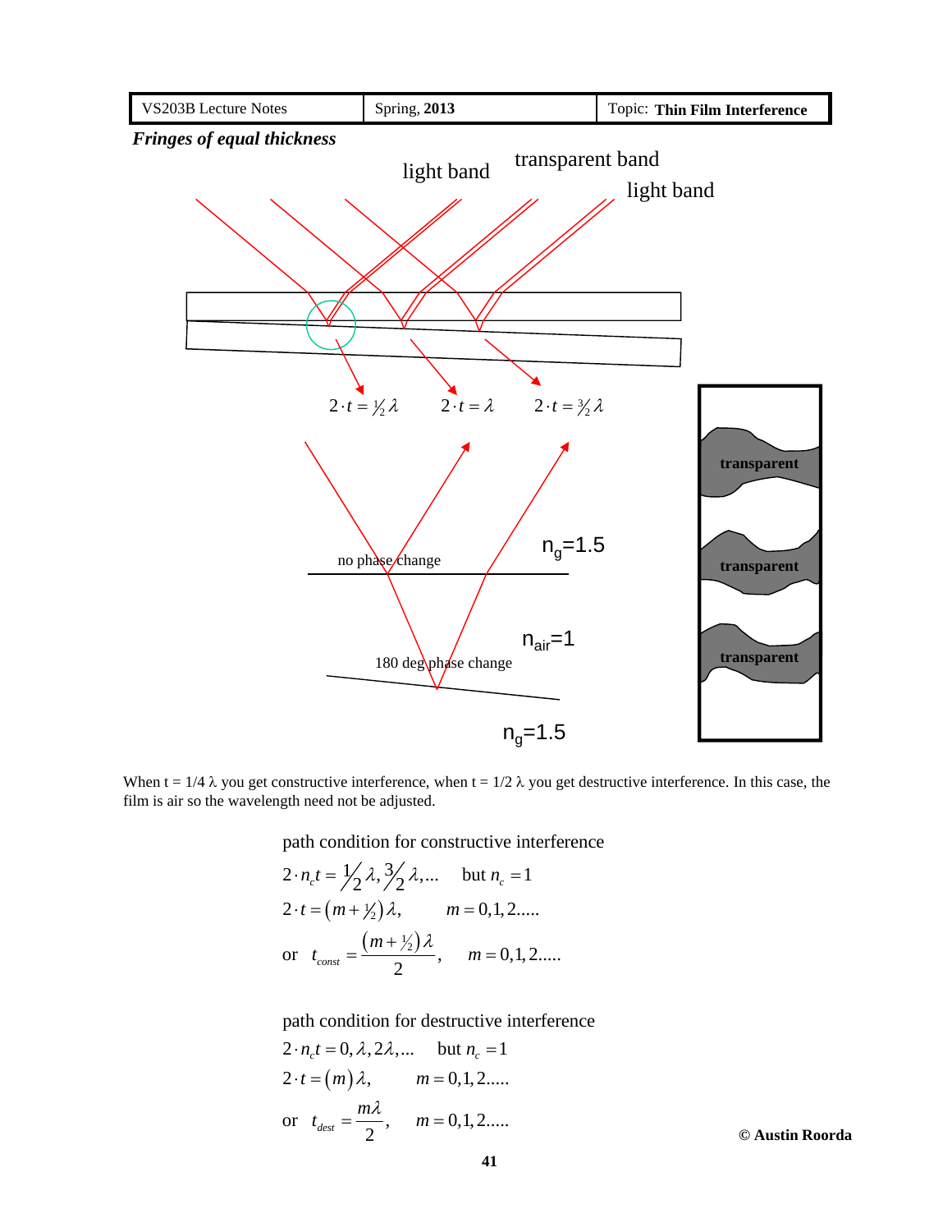*Fringes of equal thickness*

light band

transparent band

light band

$2 \cdot t = \frac{1}{2}\lambda$ $2 \cdot t = \lambda$ $2 \cdot t = \frac{3}{2}\lambda$

no phase change

$n_g$=1.5

$n_{air}$=1

180 deg phase change

$n_g$=1.5

transparent

transparent

transparent

When t = 1/4 λ you get constructive interference, when t = 1/2 λ you get destructive interference. In this case, the film is air so the wavelength need not be adjusted.

path condition for constructive interference

$$2 \cdot n_c t = \frac{1}{2}\lambda, \frac{3}{2}\lambda, \ldots \quad \text{but } n_c = 1$$

$$2 \cdot t = \left(m + \tfrac{1}{2}\right)\lambda, \qquad m = 0, 1, 2\ldots\ldots$$

$$\text{or} \quad t_{const} = \frac{\left(m + \tfrac{1}{2}\right)\lambda}{2}, \qquad m = 0, 1, 2\ldots\ldots$$

path condition for destructive interference

$$2 \cdot n_c t = 0, \lambda, 2\lambda, \ldots \quad \text{but } n_c = 1$$

$$2 \cdot t = (m)\lambda, \qquad m = 0, 1, 2\ldots\ldots$$

$$\text{or} \quad t_{dest} = \frac{m\lambda}{2}, \qquad m = 0, 1, 2\ldots\ldots$$

© Austin Roorda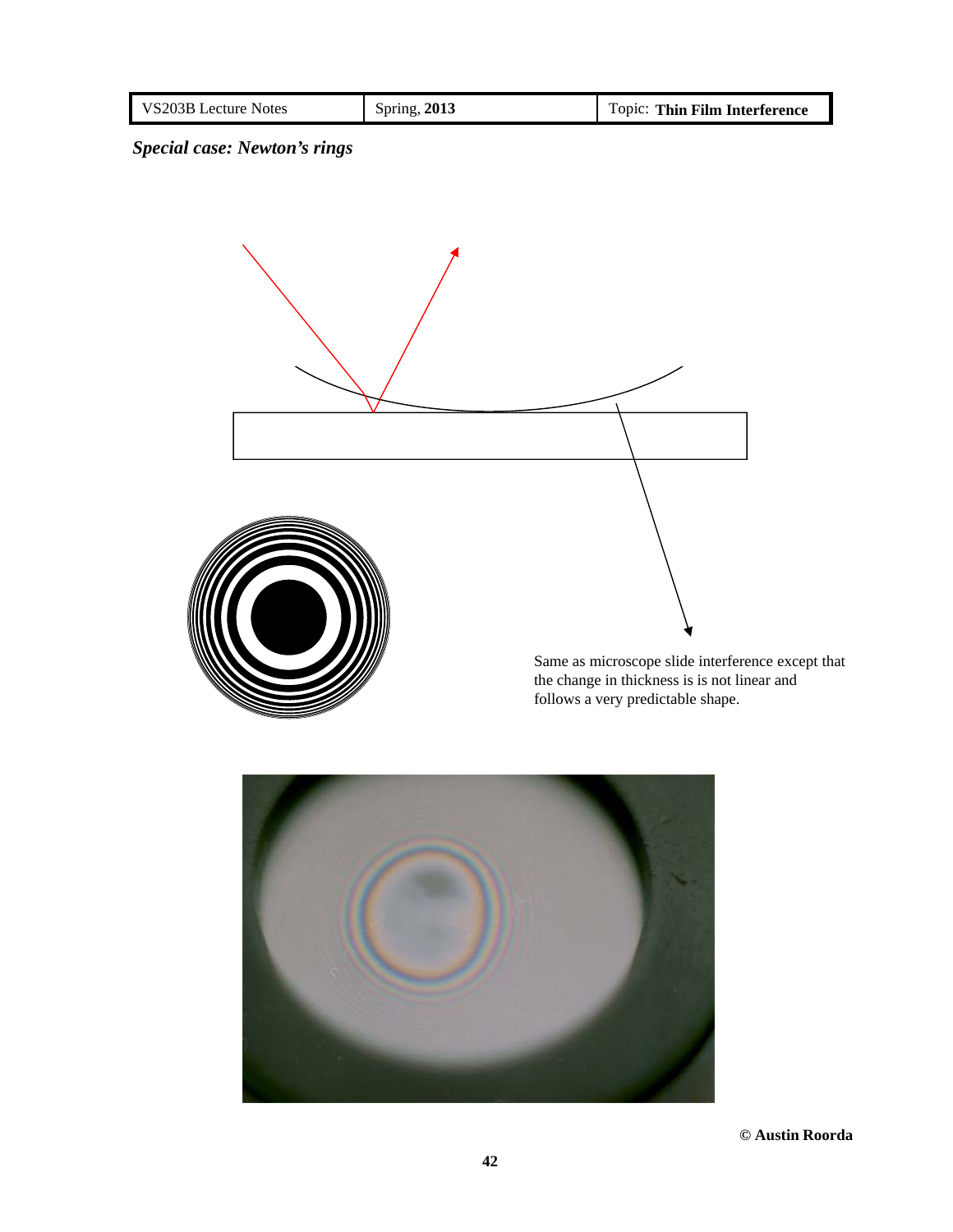***Special case: Newton's rings***

Same as microscope slide interference except that the change in thickness is is not linear and follows a very predictable shape.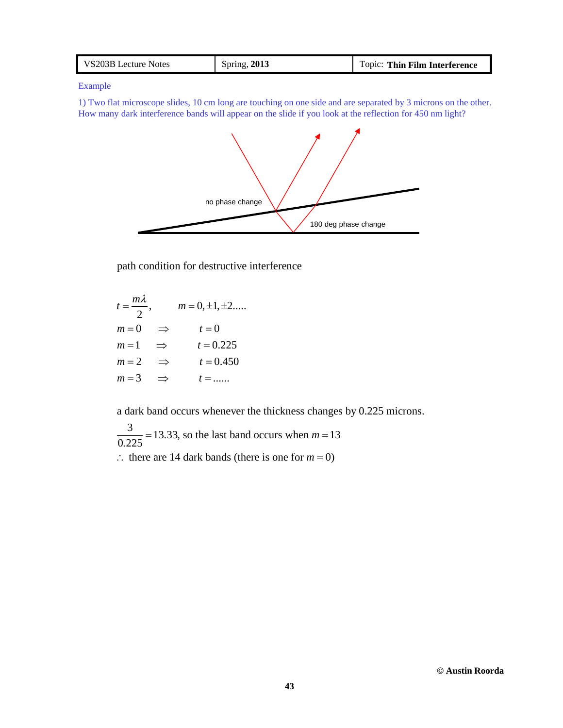Example

1) Two flat microscope slides, 10 cm long are touching on one side and are separated by 3 microns on the other. How many dark interference bands will appear on the slide if you look at the reflection for 450 nm light?

no phase change

180 deg phase change

path condition for destructive interference

$$t = \frac{m\lambda}{2}, \qquad m = 0, \pm 1, \pm 2.....$$

$$m = 0 \quad \Rightarrow \quad t = 0$$

$$m = 1 \quad \Rightarrow \quad t = 0.225$$

$$m = 2 \quad \Rightarrow \quad t = 0.450$$

$$m = 3 \quad \Rightarrow \quad t = ......$$

a dark band occurs whenever the thickness changes by 0.225 microns.

$\frac{3}{0.225} = 13.33$, so the last band occurs when $m = 13$

$\therefore$ there are 14 dark bands (there is one for $m = 0$)

© Austin Roorda